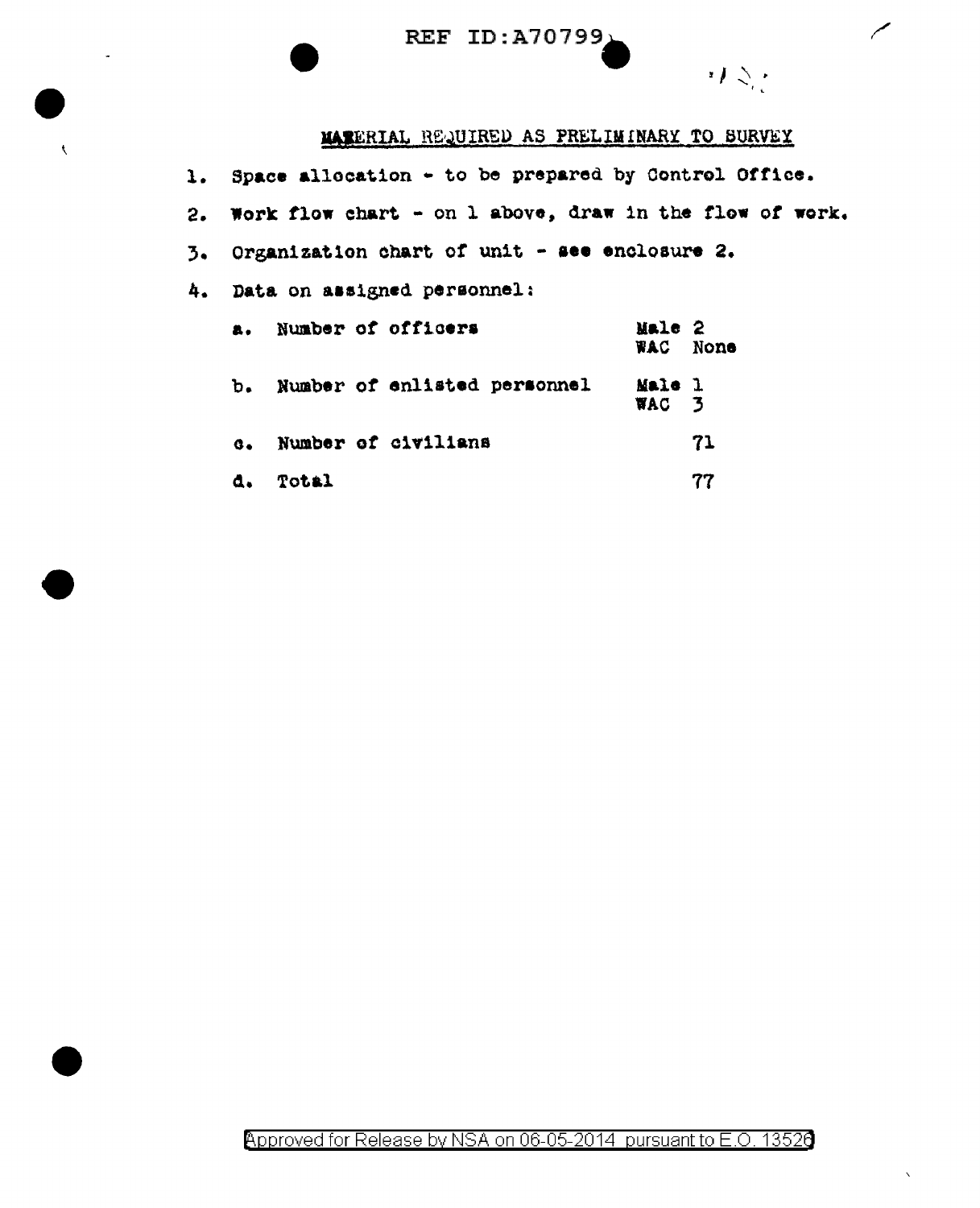## MATERIAL REQUIRED AS PRELIMINARY TO SURVEY

1. Space allocation - to be prepared by Control Office.
2. Work flow chart - on 1 above, draw in the flow of work.
3. Organization chart of unit - see enclosure 2.
4. Data on assigned personnel:

|  |  |  |
|---|---|---|
| a. | Number of officers | Male 2<br>WAC None |
| b. | Number of enlisted personnel | Male 1<br>WAC 3 |
| c. | Number of civilians | 71 |
| d. | Total | 77 |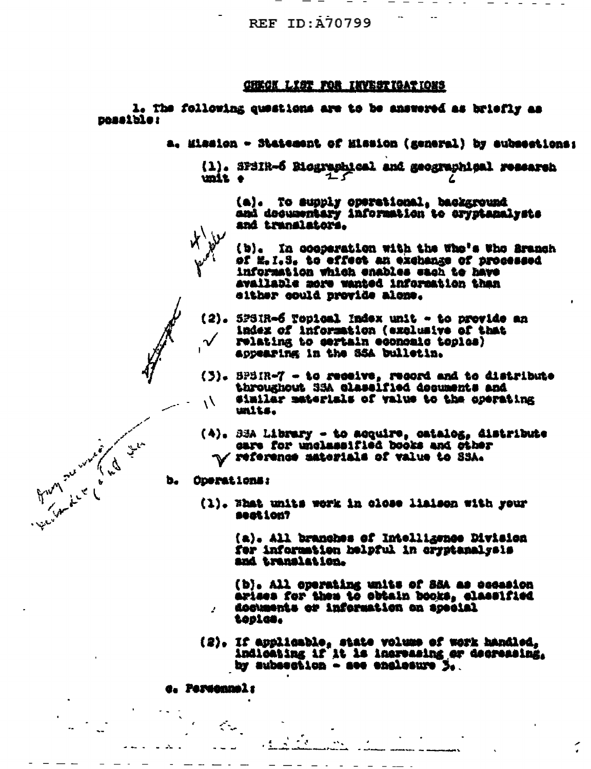REF ID:A70799

## CHECK LIST FOR INVESTIGATIONS

1. The following questions are to be answered as briefly as possible:

a. Mission - Statement of Mission (general) by subsections:

(1). SPSIR-6 Biographical and geographical research unit •

(a). To supply operational, background and documentary information to cryptanalysts and translators.

(b). In cooperation with the Who's Who Branch of M.I.S. to effect an exchange of processed information which enables each to have available more wanted information than either could provide alone.

(2). SPSIR-6 Topical Index unit - to provide an index of information (exclusive of that relating to certain economic topics) appearing in the SSA bulletin.

(3). SPSIR-7 - to receive, record and to distribute throughout SSA classified documents and similar materials of value to the operating units.

(4). SSA Library - to acquire, catalog, distribute care for unclassified books and other reference materials of value to SSA.

b. Operations:

(1). What units work in close liaison with your section?

(a). All branches of Intelligence Division for information helpful in cryptanalysis and translation.

(b). All operating units of SSA as occasion arises for them to obtain books, classified documents or information on special topics.

(2). If applicable, state volume of work handled, indicating if it is increasing or decreasing, by subsection - see enclosure 3.

c. Personnel: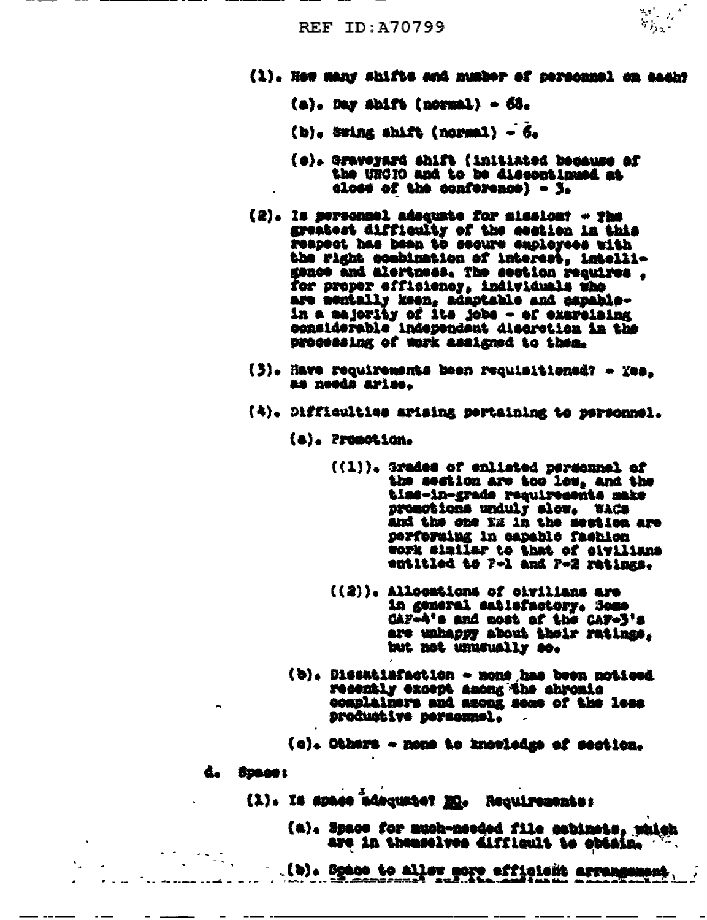(1). How many shifts and number of personnel on each?

(a). Day shift (normal) - 68.

(b). Swing shift (normal) - 6.

(c). Graveyard shift (initiated because of the UNCIO and to be discontinued at close of the conference) - 3.

(2). Is personnel adequate for mission? - The greatest difficulty of the section in this respect has been to secure employees with the right combination of interest, intelligence and alertness. The section requires, for proper efficiency, individuals who are mentally keen, adaptable and capable - in a majority of its jobs - of exercising considerable independent discretion in the processing of work assigned to them.

(3). Have requirements been requisitioned? - Yes, as needs arise.

(4). Difficulties arising pertaining to personnel.

(a). Promotion.

((1)). Grades of enlisted personnel of the section are too low, and the time-in-grade requirements make promotions unduly slow. WACs and the one EM in the section are performing in capable fashion work similar to that of civilians entitled to P-1 and P-2 ratings.

((2)). Allocations of civilians are in general satisfactory. Some CAF-4's and most of the CAF-3's are unhappy about their ratings, but not unusually so.

(b). Dissatisfaction - none has been noticed recently except among the chronic complainers and among some of the less productive personnel.

(c). Others - none to knowledge of section.

d. Space:

(1). Is space adequate? NO. Requirements:

(a). Space for much-needed file cabinets, which are in themselves difficult to obtain.

(b). Space to allow more efficient arrangement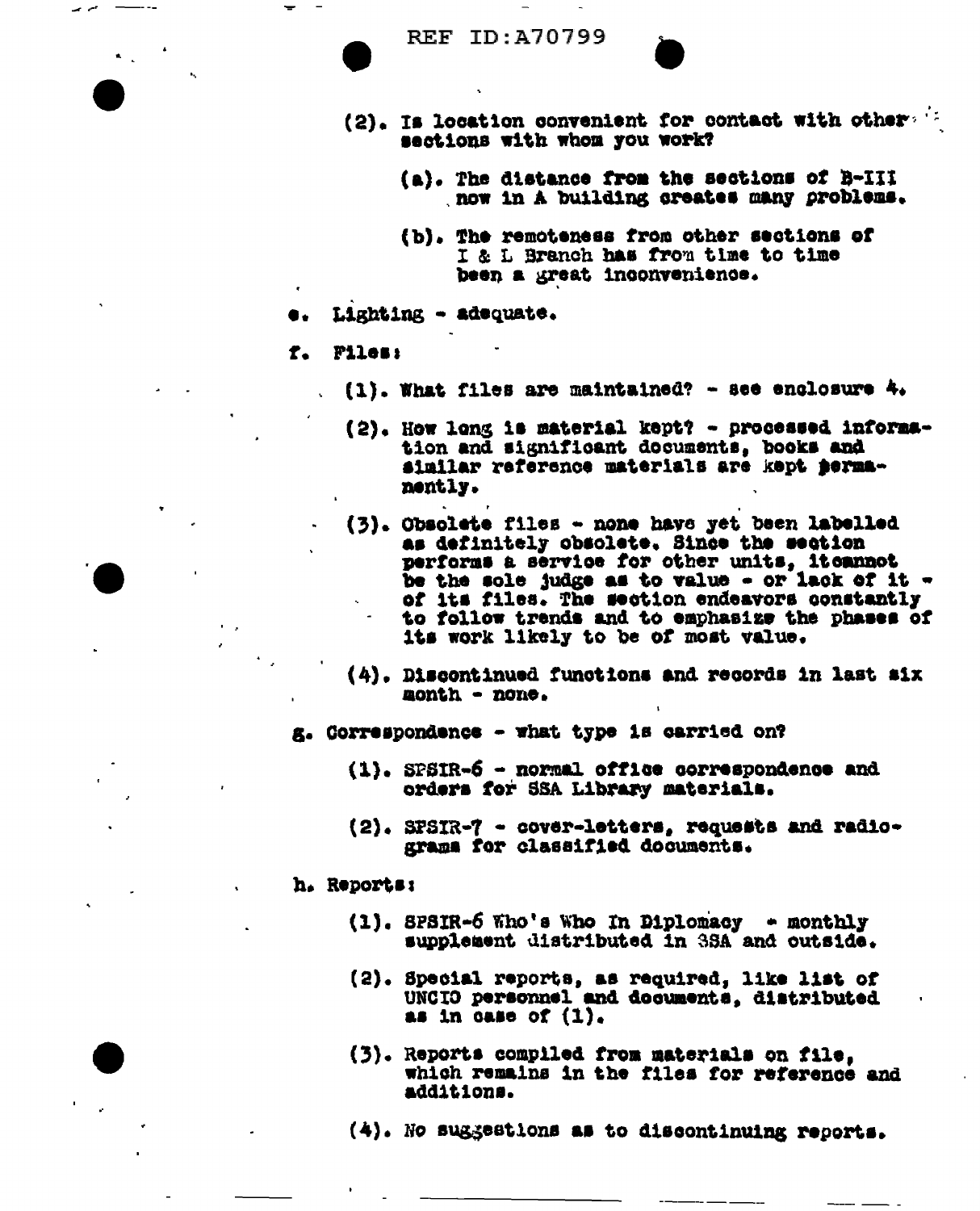(2). Is location convenient for contact with other sections with whom you work?

(a). The distance from the sections of B-III now in A building creates many problems.

(b). The remoteness from other sections of I & L Branch has from time to time been a great inconvenience.

e. Lighting - adequate.

f. Files:

(1). What files are maintained? - see enclosure 4.

(2). How long is material kept? - processed information and significant documents, books and similar reference materials are kept permanently.

(3). Obsolete files - none have yet been labelled as definitely obsolete. Since the section performs a service for other units, itcannot be the sole judge as to value - or lack of it - of its files. The section endeavors constantly to follow trends and to emphasize the phases of its work likely to be of most value.

(4). Discontinued functions and records in last six month - none.

g. Correspondence - what type is carried on?

(1). SPSIR-6 - normal office correspondence and orders for SSA Library materials.

(2). SPSIR-7 - cover-letters, requests and radiograms for classified documents.

h. Reports:

(1). SPSIR-6 Who's Who In Diplomacy - monthly supplement distributed in SSA and outside.

(2). Special reports, as required, like list of UNCIO personnel and documents, distributed as in case of (1).

(3). Reports compiled from materials on file, which remains in the files for reference and additions.

(4). No suggestions as to discontinuing reports.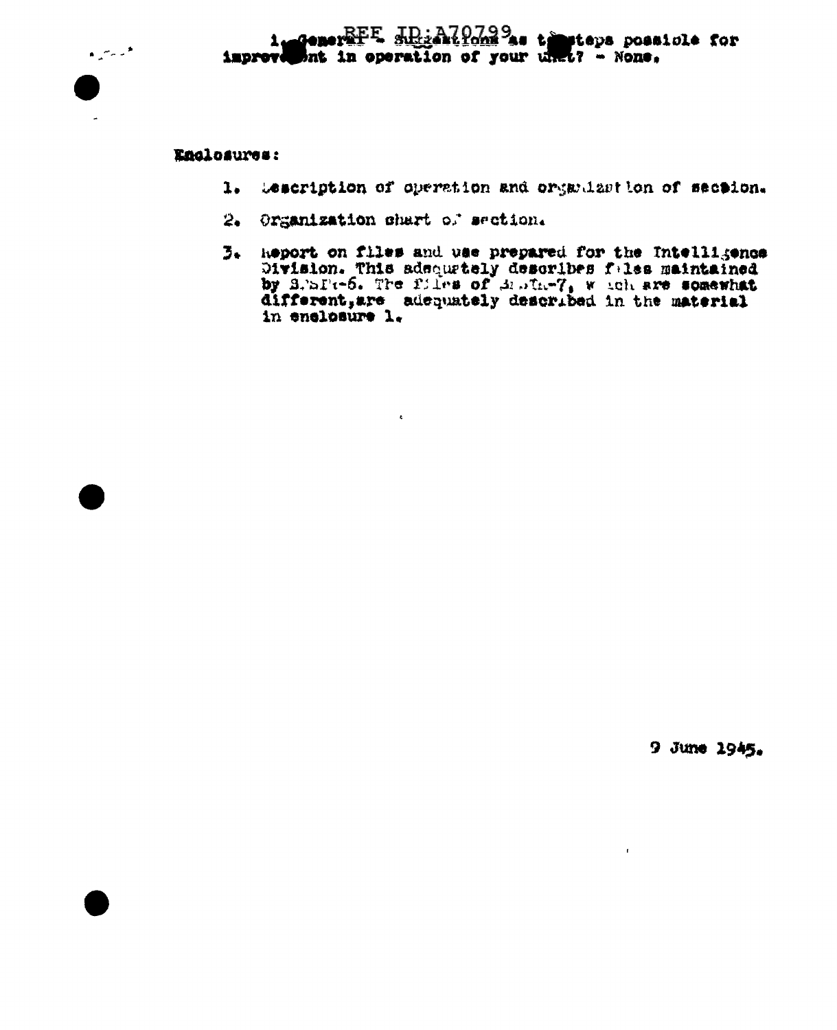1. General - Suggestions as to steps possible for improvement in operation of your unit? - None.

Enclosures:

1. Description of operation and organization of section.
2. Organization chart of section.
3. Report on files and use prepared for the Intelligence Division. This adequately describes files maintained by S.S.P.-6. The files of S.S.P.-7, which are somewhat different, are adequately described in the material in enclosure 1.

9 June 1945.